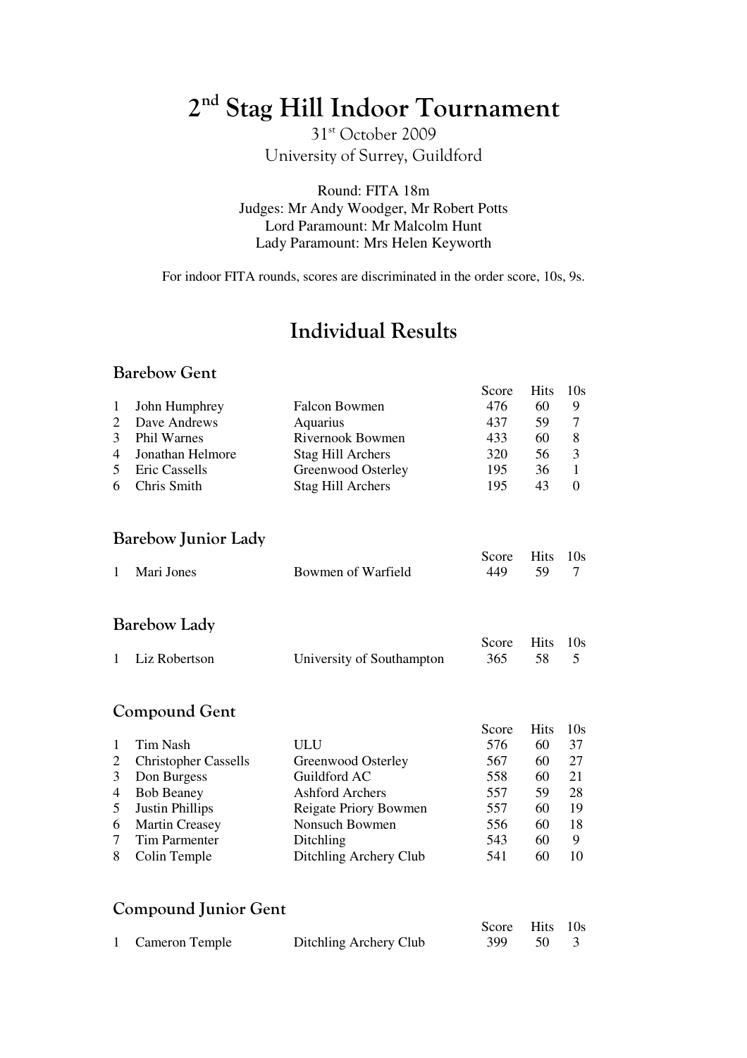# 2nd Stag Hill Indoor Tournament

31st October 2009

University of Surrey, Guildford

Round: FITA 18m

Judges: Mr Andy Woodger, Mr Robert Potts

Lord Paramount: Mr Malcolm Hunt

Lady Paramount: Mrs Helen Keyworth

For indoor FITA rounds, scores are discriminated in the order score, 10s, 9s.

## Individual Results

### Barebow Gent

| | | | Score | Hits | 10s |
|---|---|---|---|---|---|
| 1 | John Humphrey | Falcon Bowmen | 476 | 60 | 9 |
| 2 | Dave Andrews | Aquarius | 437 | 59 | 7 |
| 3 | Phil Warnes | Rivernook Bowmen | 433 | 60 | 8 |
| 4 | Jonathan Helmore | Stag Hill Archers | 320 | 56 | 3 |
| 5 | Eric Cassells | Greenwood Osterley | 195 | 36 | 1 |
| 6 | Chris Smith | Stag Hill Archers | 195 | 43 | 0 |

### Barebow Junior Lady

| | | | Score | Hits | 10s |
|---|---|---|---|---|---|
| 1 | Mari Jones | Bowmen of Warfield | 449 | 59 | 7 |

### Barebow Lady

| | | | Score | Hits | 10s |
|---|---|---|---|---|---|
| 1 | Liz Robertson | University of Southampton | 365 | 58 | 5 |

### Compound Gent

| | | | Score | Hits | 10s |
|---|---|---|---|---|---|
| 1 | Tim Nash | ULU | 576 | 60 | 37 |
| 2 | Christopher Cassells | Greenwood Osterley | 567 | 60 | 27 |
| 3 | Don Burgess | Guildford AC | 558 | 60 | 21 |
| 4 | Bob Beaney | Ashford Archers | 557 | 59 | 28 |
| 5 | Justin Phillips | Reigate Priory Bowmen | 557 | 60 | 19 |
| 6 | Martin Creasey | Nonsuch Bowmen | 556 | 60 | 18 |
| 7 | Tim Parmenter | Ditchling | 543 | 60 | 9 |
| 8 | Colin Temple | Ditchling Archery Club | 541 | 60 | 10 |

### Compound Junior Gent

| | | | Score | Hits | 10s |
|---|---|---|---|---|---|
| 1 | Cameron Temple | Ditchling Archery Club | 399 | 50 | 3 |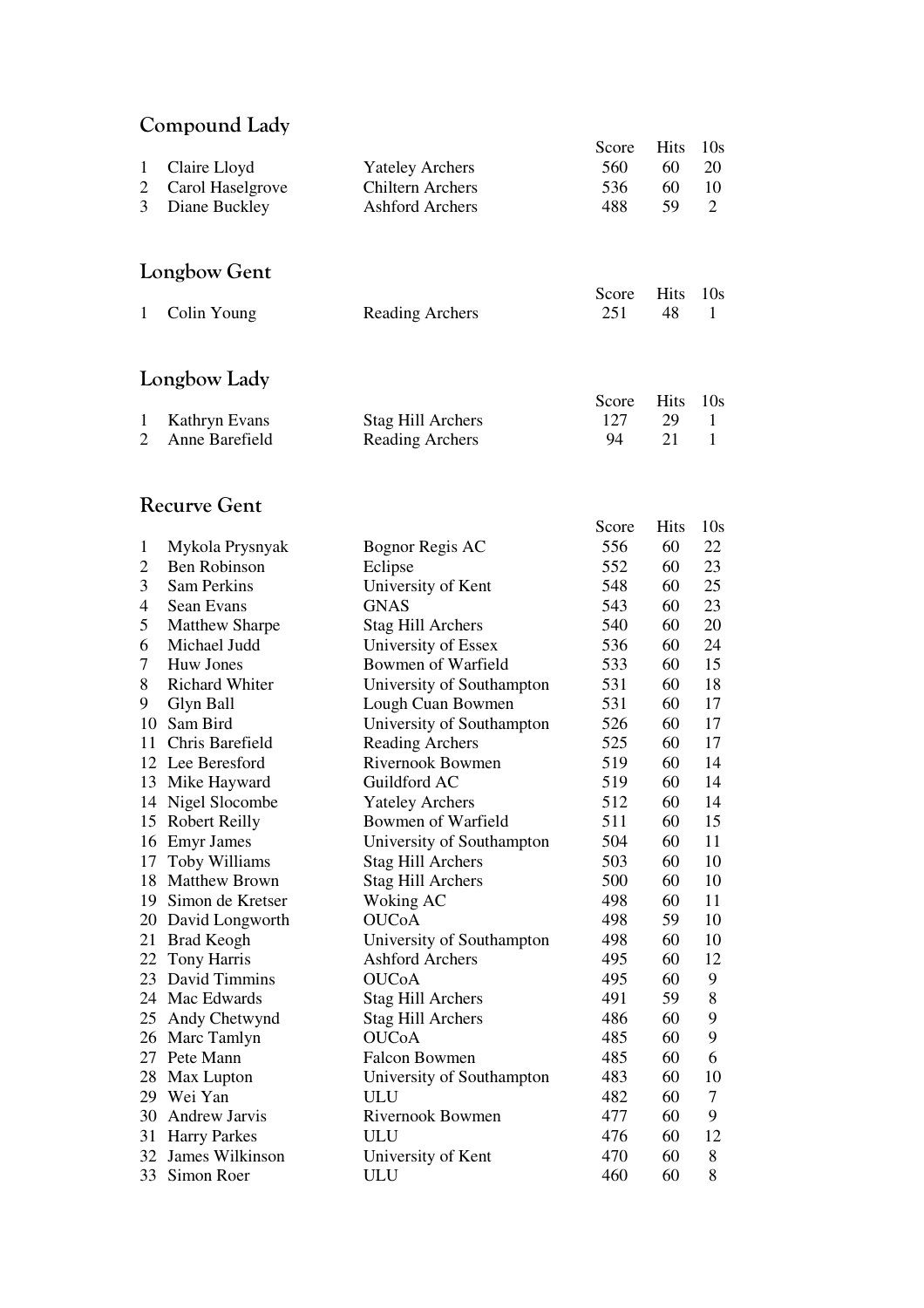## Compound Lady

| | Name | Club | Score | Hits | 10s |
|---|---|---|---|---|---|
| 1 | Claire Lloyd | Yateley Archers | 560 | 60 | 20 |
| 2 | Carol Haselgrove | Chiltern Archers | 536 | 60 | 10 |
| 3 | Diane Buckley | Ashford Archers | 488 | 59 | 2 |

## Longbow Gent

| | Name | Club | Score | Hits | 10s |
|---|---|---|---|---|---|
| 1 | Colin Young | Reading Archers | 251 | 48 | 1 |

## Longbow Lady

| | Name | Club | Score | Hits | 10s |
|---|---|---|---|---|---|
| 1 | Kathryn Evans | Stag Hill Archers | 127 | 29 | 1 |
| 2 | Anne Barefield | Reading Archers | 94 | 21 | 1 |

## Recurve Gent

| | Name | Club | Score | Hits | 10s |
|---|---|---|---|---|---|
| 1 | Mykola Prysnyak | Bognor Regis AC | 556 | 60 | 22 |
| 2 | Ben Robinson | Eclipse | 552 | 60 | 23 |
| 3 | Sam Perkins | University of Kent | 548 | 60 | 25 |
| 4 | Sean Evans | GNAS | 543 | 60 | 23 |
| 5 | Matthew Sharpe | Stag Hill Archers | 540 | 60 | 20 |
| 6 | Michael Judd | University of Essex | 536 | 60 | 24 |
| 7 | Huw Jones | Bowmen of Warfield | 533 | 60 | 15 |
| 8 | Richard Whiter | University of Southampton | 531 | 60 | 18 |
| 9 | Glyn Ball | Lough Cuan Bowmen | 531 | 60 | 17 |
| 10 | Sam Bird | University of Southampton | 526 | 60 | 17 |
| 11 | Chris Barefield | Reading Archers | 525 | 60 | 17 |
| 12 | Lee Beresford | Rivernook Bowmen | 519 | 60 | 14 |
| 13 | Mike Hayward | Guildford AC | 519 | 60 | 14 |
| 14 | Nigel Slocombe | Yateley Archers | 512 | 60 | 14 |
| 15 | Robert Reilly | Bowmen of Warfield | 511 | 60 | 15 |
| 16 | Emyr James | University of Southampton | 504 | 60 | 11 |
| 17 | Toby Williams | Stag Hill Archers | 503 | 60 | 10 |
| 18 | Matthew Brown | Stag Hill Archers | 500 | 60 | 10 |
| 19 | Simon de Kretser | Woking AC | 498 | 60 | 11 |
| 20 | David Longworth | OUCoA | 498 | 59 | 10 |
| 21 | Brad Keogh | University of Southampton | 498 | 60 | 10 |
| 22 | Tony Harris | Ashford Archers | 495 | 60 | 12 |
| 23 | David Timmins | OUCoA | 495 | 60 | 9 |
| 24 | Mac Edwards | Stag Hill Archers | 491 | 59 | 8 |
| 25 | Andy Chetwynd | Stag Hill Archers | 486 | 60 | 9 |
| 26 | Marc Tamlyn | OUCoA | 485 | 60 | 9 |
| 27 | Pete Mann | Falcon Bowmen | 485 | 60 | 6 |
| 28 | Max Lupton | University of Southampton | 483 | 60 | 10 |
| 29 | Wei Yan | ULU | 482 | 60 | 7 |
| 30 | Andrew Jarvis | Rivernook Bowmen | 477 | 60 | 9 |
| 31 | Harry Parkes | ULU | 476 | 60 | 12 |
| 32 | James Wilkinson | University of Kent | 470 | 60 | 8 |
| 33 | Simon Roer | ULU | 460 | 60 | 8 |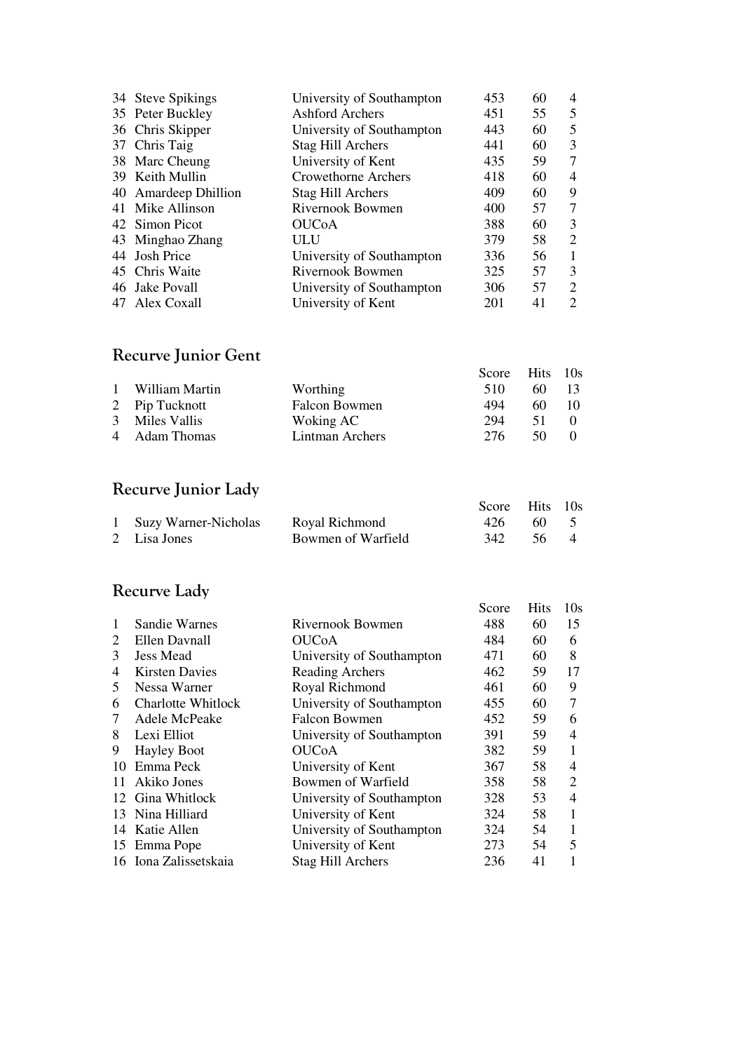| | | | Score | Hits | 10s |
|---|---|---|---|---|---|
| 34 | Steve Spikings | University of Southampton | 453 | 60 | 4 |
| 35 | Peter Buckley | Ashford Archers | 451 | 55 | 5 |
| 36 | Chris Skipper | University of Southampton | 443 | 60 | 5 |
| 37 | Chris Taig | Stag Hill Archers | 441 | 60 | 3 |
| 38 | Marc Cheung | University of Kent | 435 | 59 | 7 |
| 39 | Keith Mullin | Crowethorne Archers | 418 | 60 | 4 |
| 40 | Amardeep Dhillion | Stag Hill Archers | 409 | 60 | 9 |
| 41 | Mike Allinson | Rivernook Bowmen | 400 | 57 | 7 |
| 42 | Simon Picot | OUCoA | 388 | 60 | 3 |
| 43 | Minghao Zhang | ULU | 379 | 58 | 2 |
| 44 | Josh Price | University of Southampton | 336 | 56 | 1 |
| 45 | Chris Waite | Rivernook Bowmen | 325 | 57 | 3 |
| 46 | Jake Povall | University of Southampton | 306 | 57 | 2 |
| 47 | Alex Coxall | University of Kent | 201 | 41 | 2 |

## Recurve Junior Gent

| | | | Score | Hits | 10s |
|---|---|---|---|---|---|
| 1 | William Martin | Worthing | 510 | 60 | 13 |
| 2 | Pip Tucknott | Falcon Bowmen | 494 | 60 | 10 |
| 3 | Miles Vallis | Woking AC | 294 | 51 | 0 |
| 4 | Adam Thomas | Lintman Archers | 276 | 50 | 0 |

## Recurve Junior Lady

| | | | Score | Hits | 10s |
|---|---|---|---|---|---|
| 1 | Suzy Warner-Nicholas | Royal Richmond | 426 | 60 | 5 |
| 2 | Lisa Jones | Bowmen of Warfield | 342 | 56 | 4 |

## Recurve Lady

| | | | Score | Hits | 10s |
|---|---|---|---|---|---|
| 1 | Sandie Warnes | Rivernook Bowmen | 488 | 60 | 15 |
| 2 | Ellen Davnall | OUCoA | 484 | 60 | 6 |
| 3 | Jess Mead | University of Southampton | 471 | 60 | 8 |
| 4 | Kirsten Davies | Reading Archers | 462 | 59 | 17 |
| 5 | Nessa Warner | Royal Richmond | 461 | 60 | 9 |
| 6 | Charlotte Whitlock | University of Southampton | 455 | 60 | 7 |
| 7 | Adele McPeake | Falcon Bowmen | 452 | 59 | 6 |
| 8 | Lexi Elliot | University of Southampton | 391 | 59 | 4 |
| 9 | Hayley Boot | OUCoA | 382 | 59 | 1 |
| 10 | Emma Peck | University of Kent | 367 | 58 | 4 |
| 11 | Akiko Jones | Bowmen of Warfield | 358 | 58 | 2 |
| 12 | Gina Whitlock | University of Southampton | 328 | 53 | 4 |
| 13 | Nina Hilliard | University of Kent | 324 | 58 | 1 |
| 14 | Katie Allen | University of Southampton | 324 | 54 | 1 |
| 15 | Emma Pope | University of Kent | 273 | 54 | 5 |
| 16 | Iona Zalissetskaia | Stag Hill Archers | 236 | 41 | 1 |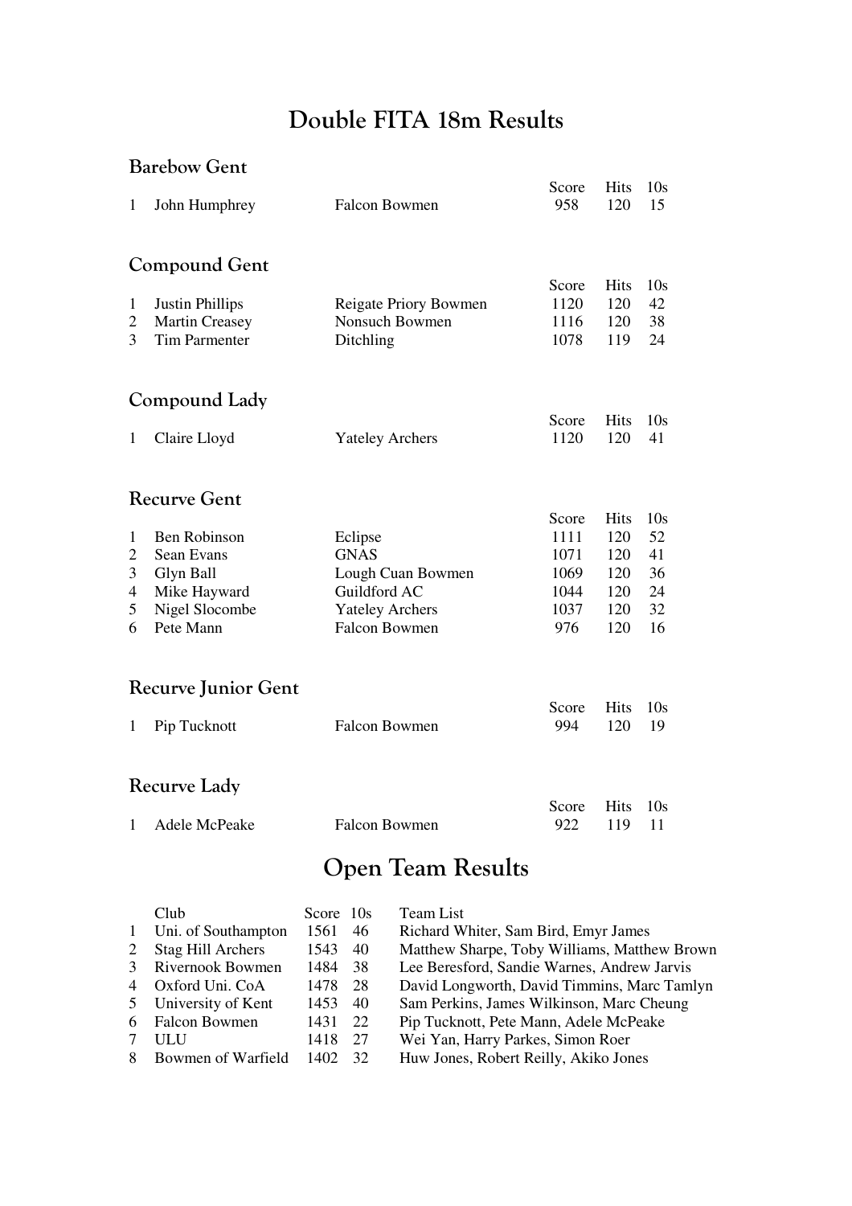# Double FITA 18m Results

## Barebow Gent

| | | | Score | Hits | 10s |
|---|---|---|---|---|---|
| 1 | John Humphrey | Falcon Bowmen | 958 | 120 | 15 |

## Compound Gent

| | | | Score | Hits | 10s |
|---|---|---|---|---|---|
| 1 | Justin Phillips | Reigate Priory Bowmen | 1120 | 120 | 42 |
| 2 | Martin Creasey | Nonsuch Bowmen | 1116 | 120 | 38 |
| 3 | Tim Parmenter | Ditchling | 1078 | 119 | 24 |

## Compound Lady

| | | | Score | Hits | 10s |
|---|---|---|---|---|---|
| 1 | Claire Lloyd | Yateley Archers | 1120 | 120 | 41 |

## Recurve Gent

| | | | Score | Hits | 10s |
|---|---|---|---|---|---|
| 1 | Ben Robinson | Eclipse | 1111 | 120 | 52 |
| 2 | Sean Evans | GNAS | 1071 | 120 | 41 |
| 3 | Glyn Ball | Lough Cuan Bowmen | 1069 | 120 | 36 |
| 4 | Mike Hayward | Guildford AC | 1044 | 120 | 24 |
| 5 | Nigel Slocombe | Yateley Archers | 1037 | 120 | 32 |
| 6 | Pete Mann | Falcon Bowmen | 976 | 120 | 16 |

## Recurve Junior Gent

| | | | Score | Hits | 10s |
|---|---|---|---|---|---|
| 1 | Pip Tucknott | Falcon Bowmen | 994 | 120 | 19 |

## Recurve Lady

| | | | Score | Hits | 10s |
|---|---|---|---|---|---|
| 1 | Adele McPeake | Falcon Bowmen | 922 | 119 | 11 |

# Open Team Results

| | Club | Score | 10s | Team List |
|---|---|---|---|---|
| 1 | Uni. of Southampton | 1561 | 46 | Richard Whiter, Sam Bird, Emyr James |
| 2 | Stag Hill Archers | 1543 | 40 | Matthew Sharpe, Toby Williams, Matthew Brown |
| 3 | Rivernook Bowmen | 1484 | 38 | Lee Beresford, Sandie Warnes, Andrew Jarvis |
| 4 | Oxford Uni. CoA | 1478 | 28 | David Longworth, David Timmins, Marc Tamlyn |
| 5 | University of Kent | 1453 | 40 | Sam Perkins, James Wilkinson, Marc Cheung |
| 6 | Falcon Bowmen | 1431 | 22 | Pip Tucknott, Pete Mann, Adele McPeake |
| 7 | ULU | 1418 | 27 | Wei Yan, Harry Parkes, Simon Roer |
| 8 | Bowmen of Warfield | 1402 | 32 | Huw Jones, Robert Reilly, Akiko Jones |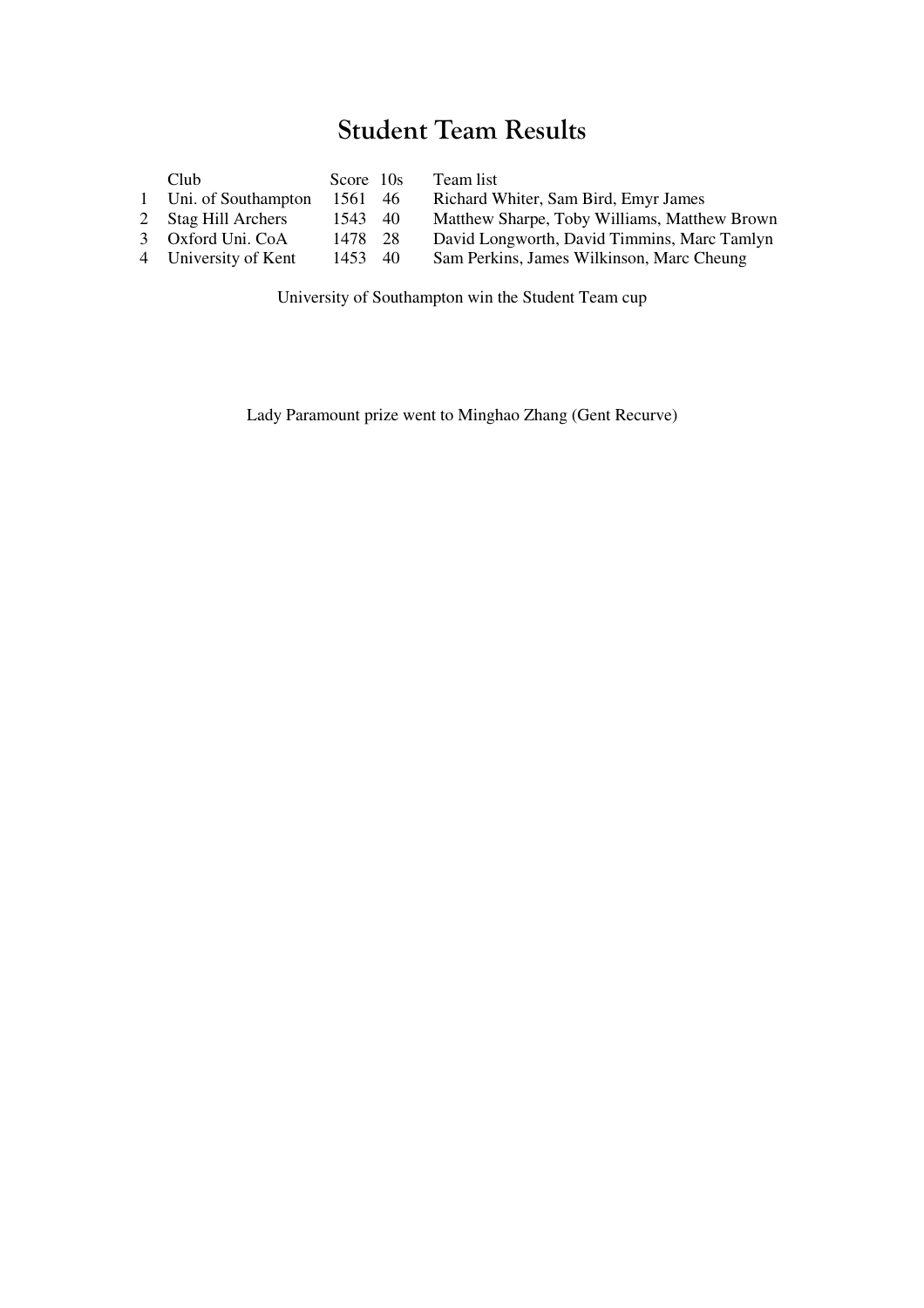# Student Team Results

| | Club | Score | 10s | Team list |
|---|---|---|---|---|
| 1 | Uni. of Southampton | 1561 | 46 | Richard Whiter, Sam Bird, Emyr James |
| 2 | Stag Hill Archers | 1543 | 40 | Matthew Sharpe, Toby Williams, Matthew Brown |
| 3 | Oxford Uni. CoA | 1478 | 28 | David Longworth, David Timmins, Marc Tamlyn |
| 4 | University of Kent | 1453 | 40 | Sam Perkins, James Wilkinson, Marc Cheung |

University of Southampton win the Student Team cup

Lady Paramount prize went to Minghao Zhang (Gent Recurve)